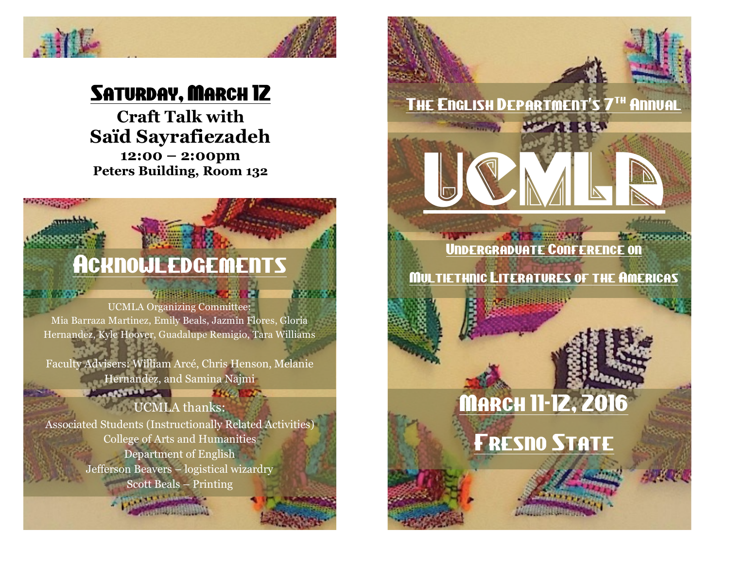## Saturday, March 12

**Craft Talk with**
**Saïd Sayrafiezadeh**
**12:00 – 2:00pm**
**Peters Building, Room 132**

## Acknowledgements

UCMLA Organizing Committee:
Mia Barraza Martinez, Emily Beals, Jazmin Flores, Gloria Hernandez, Kyle Hoover, Guadalupe Remigio, Tara Williams

Faculty Advisers: William Arcé, Chris Henson, Melanie Hernandez, and Samina Najmi

UCMLA thanks:
Associated Students (Instructionally Related Activities)
College of Arts and Humanities
Department of English
Jefferson Beavers – logistical wizardry
Scott Beals – Printing

The English Department's 7th Annual

# UCMLA

### Undergraduate Conference on Multiethnic Literatures of the Americas

## March 11-12, 2016

## Fresno State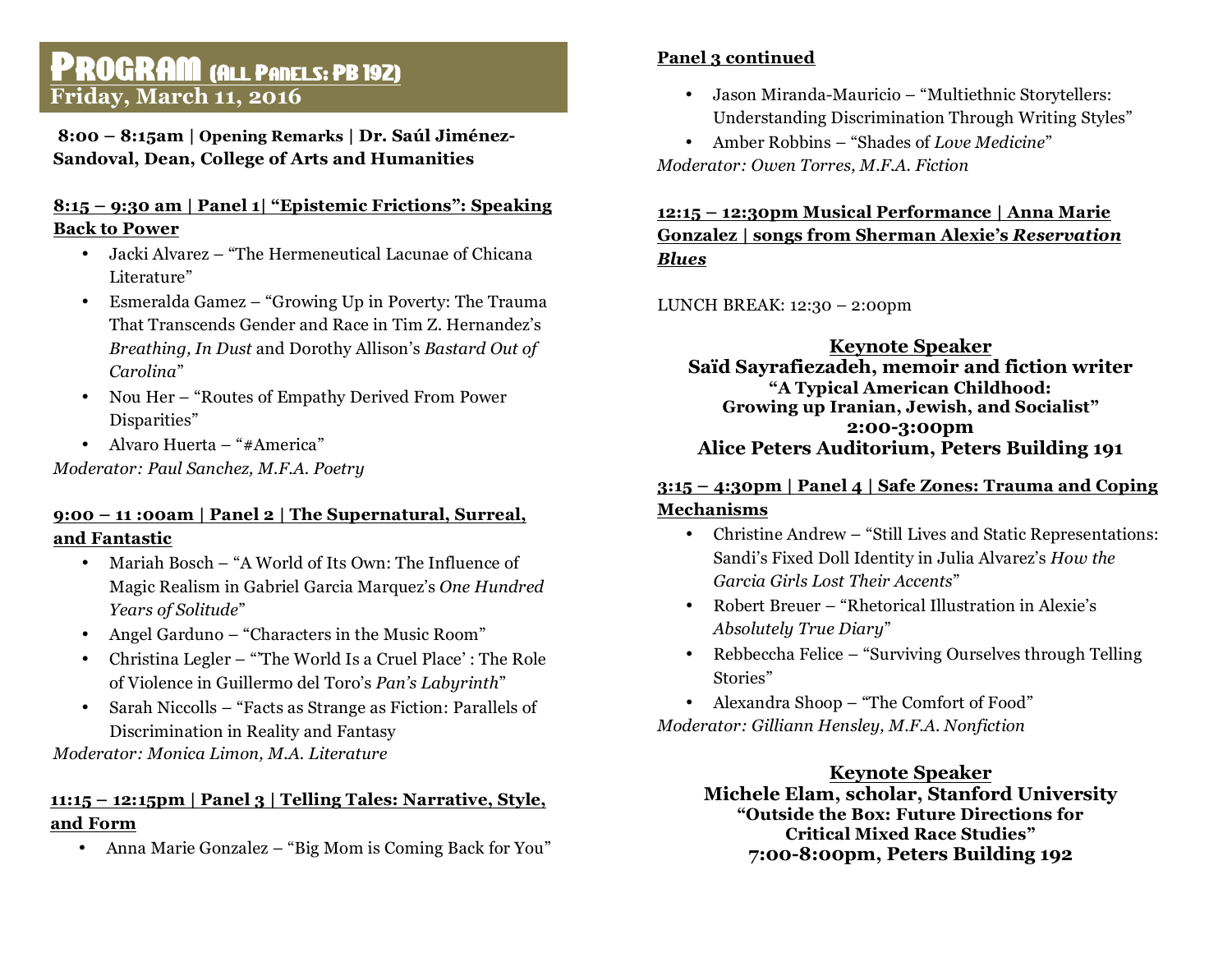# PROGRAM (ALL PANELS: PB 192)
## Friday, March 11, 2016

**8:00 – 8:15am | Opening Remarks | Dr. Saúl Jiménez-Sandoval, Dean, College of Arts and Humanities**

**8:15 – 9:30 am | Panel 1| "Epistemic Frictions": Speaking Back to Power**

- Jacki Alvarez – "The Hermeneutical Lacunae of Chicana Literature"
- Esmeralda Gamez – "Growing Up in Poverty: The Trauma That Transcends Gender and Race in Tim Z. Hernandez's *Breathing, In Dust* and Dorothy Allison's *Bastard Out of Carolina*"
- Nou Her – "Routes of Empathy Derived From Power Disparities"
- Alvaro Huerta – "#America"

*Moderator: Paul Sanchez, M.F.A. Poetry*

**9:00 – 11 :00am | Panel 2 | The Supernatural, Surreal, and Fantastic**

- Mariah Bosch – "A World of Its Own: The Influence of Magic Realism in Gabriel Garcia Marquez's *One Hundred Years of Solitude*"
- Angel Garduno – "Characters in the Music Room"
- Christina Legler – "'The World Is a Cruel Place' : The Role of Violence in Guillermo del Toro's *Pan's Labyrinth*"
- Sarah Niccolls – "Facts as Strange as Fiction: Parallels of Discrimination in Reality and Fantasy

*Moderator: Monica Limon, M.A. Literature*

**11:15 – 12:15pm | Panel 3 | Telling Tales: Narrative, Style, and Form**

- Anna Marie Gonzalez – "Big Mom is Coming Back for You"

**Panel 3 continued**

- Jason Miranda-Mauricio – "Multiethnic Storytellers: Understanding Discrimination Through Writing Styles"
- Amber Robbins – "Shades of *Love Medicine*"

*Moderator: Owen Torres, M.F.A. Fiction*

**12:15 – 12:30pm Musical Performance | Anna Marie Gonzalez | songs from Sherman Alexie's *Reservation Blues***

LUNCH BREAK: 12:30 – 2:00pm

**Keynote Speaker**
**Saïd Sayrafiezadeh, memoir and fiction writer**
**"A Typical American Childhood: Growing up Iranian, Jewish, and Socialist"**
**2:00-3:00pm**
**Alice Peters Auditorium, Peters Building 191**

**3:15 – 4:30pm | Panel 4 | Safe Zones: Trauma and Coping Mechanisms**

- Christine Andrew – "Still Lives and Static Representations: Sandi's Fixed Doll Identity in Julia Alvarez's *How the Garcia Girls Lost Their Accents*"
- Robert Breuer – "Rhetorical Illustration in Alexie's *Absolutely True Diary*"
- Rebbeccha Felice – "Surviving Ourselves through Telling Stories"
- Alexandra Shoop – "The Comfort of Food"

*Moderator: Gilliann Hensley, M.F.A. Nonfiction*

**Keynote Speaker**
**Michele Elam, scholar, Stanford University**
**"Outside the Box: Future Directions for Critical Mixed Race Studies"**
**7:00-8:00pm, Peters Building 192**